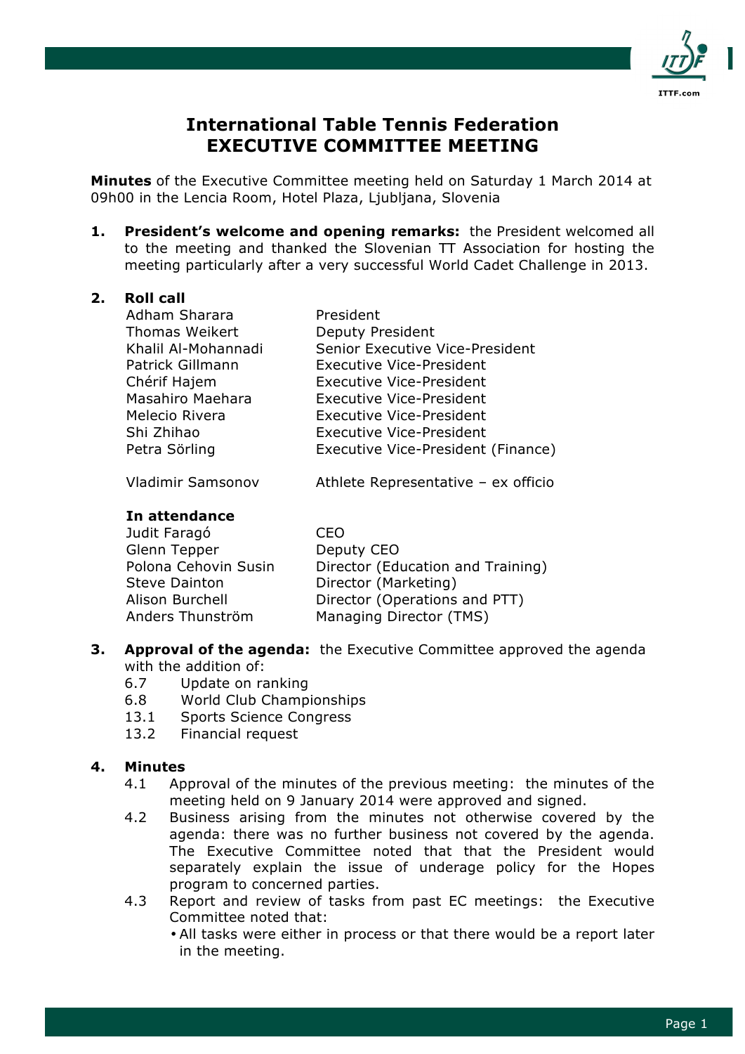# International Table Tennis Federation
# EXECUTIVE COMMITTEE MEETING

**Minutes** of the Executive Committee meeting held on Saturday 1 March 2014 at 09h00 in the Lencia Room, Hotel Plaza, Ljubljana, Slovenia

**1. President's welcome and opening remarks:** the President welcomed all to the meeting and thanked the Slovenian TT Association for hosting the meeting particularly after a very successful World Cadet Challenge in 2013.

**2. Roll call**

| | |
|---|---|
| Adham Sharara | President |
| Thomas Weikert | Deputy President |
| Khalil Al-Mohannadi | Senior Executive Vice-President |
| Patrick Gillmann | Executive Vice-President |
| Chérif Hajem | Executive Vice-President |
| Masahiro Maehara | Executive Vice-President |
| Melecio Rivera | Executive Vice-President |
| Shi Zhihao | Executive Vice-President |
| Petra Sörling | Executive Vice-President (Finance) |
| | |
| Vladimir Samsonov | Athlete Representative – ex officio |

**In attendance**

| | |
|---|---|
| Judit Faragó | CEO |
| Glenn Tepper | Deputy CEO |
| Polona Cehovin Susin | Director (Education and Training) |
| Steve Dainton | Director (Marketing) |
| Alison Burchell | Director (Operations and PTT) |
| Anders Thunström | Managing Director (TMS) |

**3. Approval of the agenda:** the Executive Committee approved the agenda with the addition of:

- 6.7 Update on ranking
- 6.8 World Club Championships
- 13.1 Sports Science Congress
- 13.2 Financial request

**4. Minutes**

4.1 Approval of the minutes of the previous meeting: the minutes of the meeting held on 9 January 2014 were approved and signed.

4.2 Business arising from the minutes not otherwise covered by the agenda: there was no further business not covered by the agenda. The Executive Committee noted that that the President would separately explain the issue of underage policy for the Hopes program to concerned parties.

4.3 Report and review of tasks from past EC meetings: the Executive Committee noted that:

- All tasks were either in process or that there would be a report later in the meeting.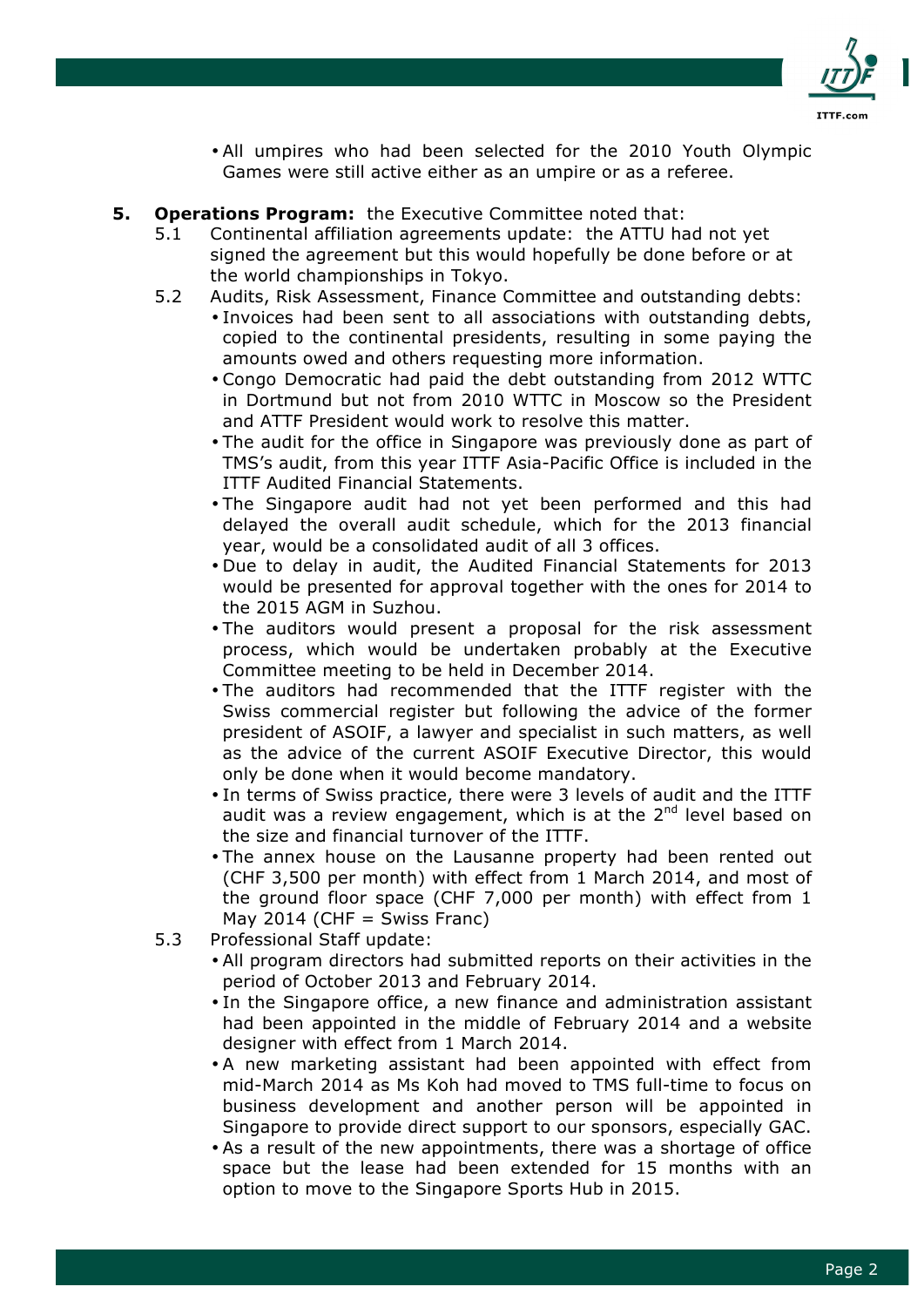- All umpires who had been selected for the 2010 Youth Olympic Games were still active either as an umpire or as a referee.

**5. Operations Program:** the Executive Committee noted that:

5.1 Continental affiliation agreements update: the ATTU had not yet signed the agreement but this would hopefully be done before or at the world championships in Tokyo.

5.2 Audits, Risk Assessment, Finance Committee and outstanding debts:

- Invoices had been sent to all associations with outstanding debts, copied to the continental presidents, resulting in some paying the amounts owed and others requesting more information.
- Congo Democratic had paid the debt outstanding from 2012 WTTC in Dortmund but not from 2010 WTTC in Moscow so the President and ATTF President would work to resolve this matter.
- The audit for the office in Singapore was previously done as part of TMS's audit, from this year ITTF Asia-Pacific Office is included in the ITTF Audited Financial Statements.
- The Singapore audit had not yet been performed and this had delayed the overall audit schedule, which for the 2013 financial year, would be a consolidated audit of all 3 offices.
- Due to delay in audit, the Audited Financial Statements for 2013 would be presented for approval together with the ones for 2014 to the 2015 AGM in Suzhou.
- The auditors would present a proposal for the risk assessment process, which would be undertaken probably at the Executive Committee meeting to be held in December 2014.
- The auditors had recommended that the ITTF register with the Swiss commercial register but following the advice of the former president of ASOIF, a lawyer and specialist in such matters, as well as the advice of the current ASOIF Executive Director, this would only be done when it would become mandatory.
- In terms of Swiss practice, there were 3 levels of audit and the ITTF audit was a review engagement, which is at the 2nd level based on the size and financial turnover of the ITTF.
- The annex house on the Lausanne property had been rented out (CHF 3,500 per month) with effect from 1 March 2014, and most of the ground floor space (CHF 7,000 per month) with effect from 1 May 2014 (CHF = Swiss Franc)

5.3 Professional Staff update:

- All program directors had submitted reports on their activities in the period of October 2013 and February 2014.
- In the Singapore office, a new finance and administration assistant had been appointed in the middle of February 2014 and a website designer with effect from 1 March 2014.
- A new marketing assistant had been appointed with effect from mid-March 2014 as Ms Koh had moved to TMS full-time to focus on business development and another person will be appointed in Singapore to provide direct support to our sponsors, especially GAC.
- As a result of the new appointments, there was a shortage of office space but the lease had been extended for 15 months with an option to move to the Singapore Sports Hub in 2015.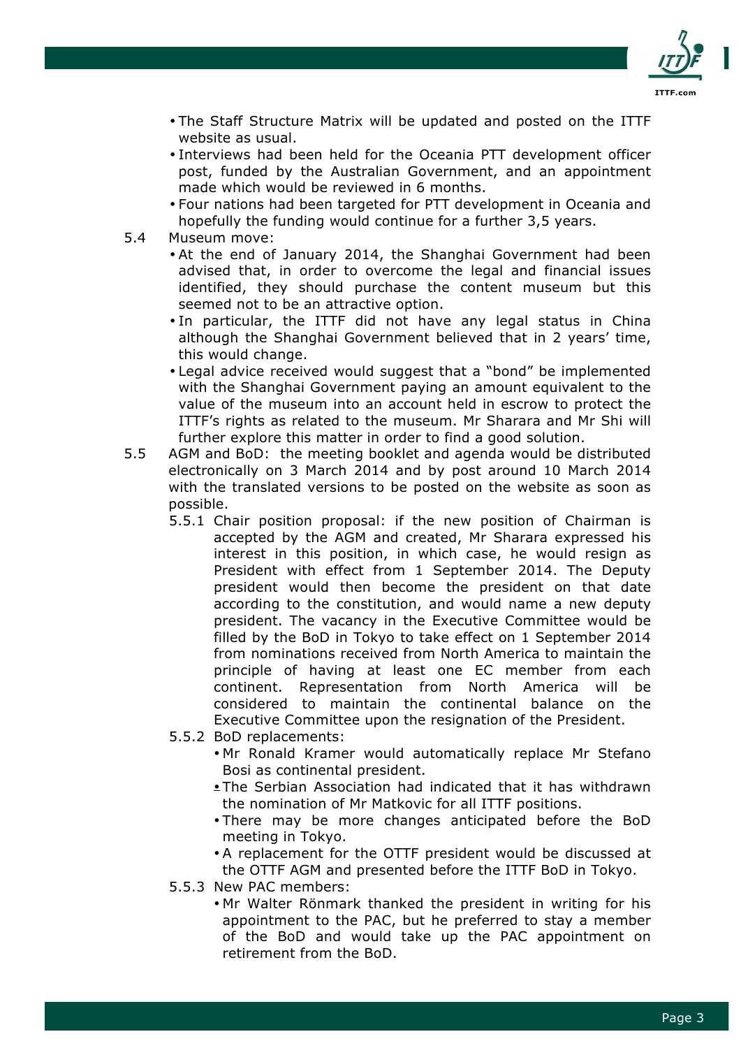- The Staff Structure Matrix will be updated and posted on the ITTF website as usual.
- Interviews had been held for the Oceania PTT development officer post, funded by the Australian Government, and an appointment made which would be reviewed in 6 months.
- Four nations had been targeted for PTT development in Oceania and hopefully the funding would continue for a further 3,5 years.

5.4 Museum move:

- At the end of January 2014, the Shanghai Government had been advised that, in order to overcome the legal and financial issues identified, they should purchase the content museum but this seemed not to be an attractive option.
- In particular, the ITTF did not have any legal status in China although the Shanghai Government believed that in 2 years' time, this would change.
- Legal advice received would suggest that a "bond" be implemented with the Shanghai Government paying an amount equivalent to the value of the museum into an account held in escrow to protect the ITTF's rights as related to the museum. Mr Sharara and Mr Shi will further explore this matter in order to find a good solution.

5.5 AGM and BoD: the meeting booklet and agenda would be distributed electronically on 3 March 2014 and by post around 10 March 2014 with the translated versions to be posted on the website as soon as possible.

5.5.1 Chair position proposal: if the new position of Chairman is accepted by the AGM and created, Mr Sharara expressed his interest in this position, in which case, he would resign as President with effect from 1 September 2014. The Deputy president would then become the president on that date according to the constitution, and would name a new deputy president. The vacancy in the Executive Committee would be filled by the BoD in Tokyo to take effect on 1 September 2014 from nominations received from North America to maintain the principle of having at least one EC member from each continent. Representation from North America will be considered to maintain the continental balance on the Executive Committee upon the resignation of the President.

5.5.2 BoD replacements:

- Mr Ronald Kramer would automatically replace Mr Stefano Bosi as continental president.
- The Serbian Association had indicated that it has withdrawn the nomination of Mr Matkovic for all ITTF positions.
- There may be more changes anticipated before the BoD meeting in Tokyo.
- A replacement for the OTTF president would be discussed at the OTTF AGM and presented before the ITTF BoD in Tokyo.

5.5.3 New PAC members:

- Mr Walter Rönmark thanked the president in writing for his appointment to the PAC, but he preferred to stay a member of the BoD and would take up the PAC appointment on retirement from the BoD.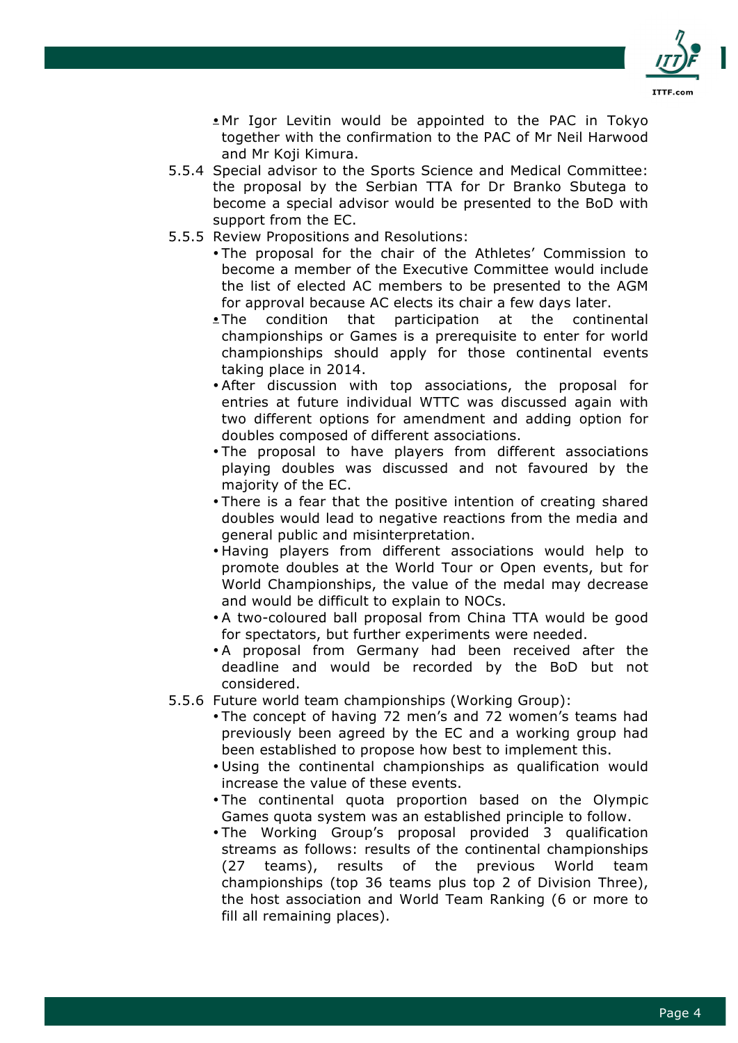- Mr Igor Levitin would be appointed to the PAC in Tokyo together with the confirmation to the PAC of Mr Neil Harwood and Mr Koji Kimura.

5.5.4 Special advisor to the Sports Science and Medical Committee: the proposal by the Serbian TTA for Dr Branko Sbutega to become a special advisor would be presented to the BoD with support from the EC.

5.5.5 Review Propositions and Resolutions:

- The proposal for the chair of the Athletes' Commission to become a member of the Executive Committee would include the list of elected AC members to be presented to the AGM for approval because AC elects its chair a few days later.
- The condition that participation at the continental championships or Games is a prerequisite to enter for world championships should apply for those continental events taking place in 2014.
- After discussion with top associations, the proposal for entries at future individual WTTC was discussed again with two different options for amendment and adding option for doubles composed of different associations.
- The proposal to have players from different associations playing doubles was discussed and not favoured by the majority of the EC.
- There is a fear that the positive intention of creating shared doubles would lead to negative reactions from the media and general public and misinterpretation.
- Having players from different associations would help to promote doubles at the World Tour or Open events, but for World Championships, the value of the medal may decrease and would be difficult to explain to NOCs.
- A two-coloured ball proposal from China TTA would be good for spectators, but further experiments were needed.
- A proposal from Germany had been received after the deadline and would be recorded by the BoD but not considered.

5.5.6 Future world team championships (Working Group):

- The concept of having 72 men's and 72 women's teams had previously been agreed by the EC and a working group had been established to propose how best to implement this.
- Using the continental championships as qualification would increase the value of these events.
- The continental quota proportion based on the Olympic Games quota system was an established principle to follow.
- The Working Group's proposal provided 3 qualification streams as follows: results of the continental championships (27 teams), results of the previous World team championships (top 36 teams plus top 2 of Division Three), the host association and World Team Ranking (6 or more to fill all remaining places).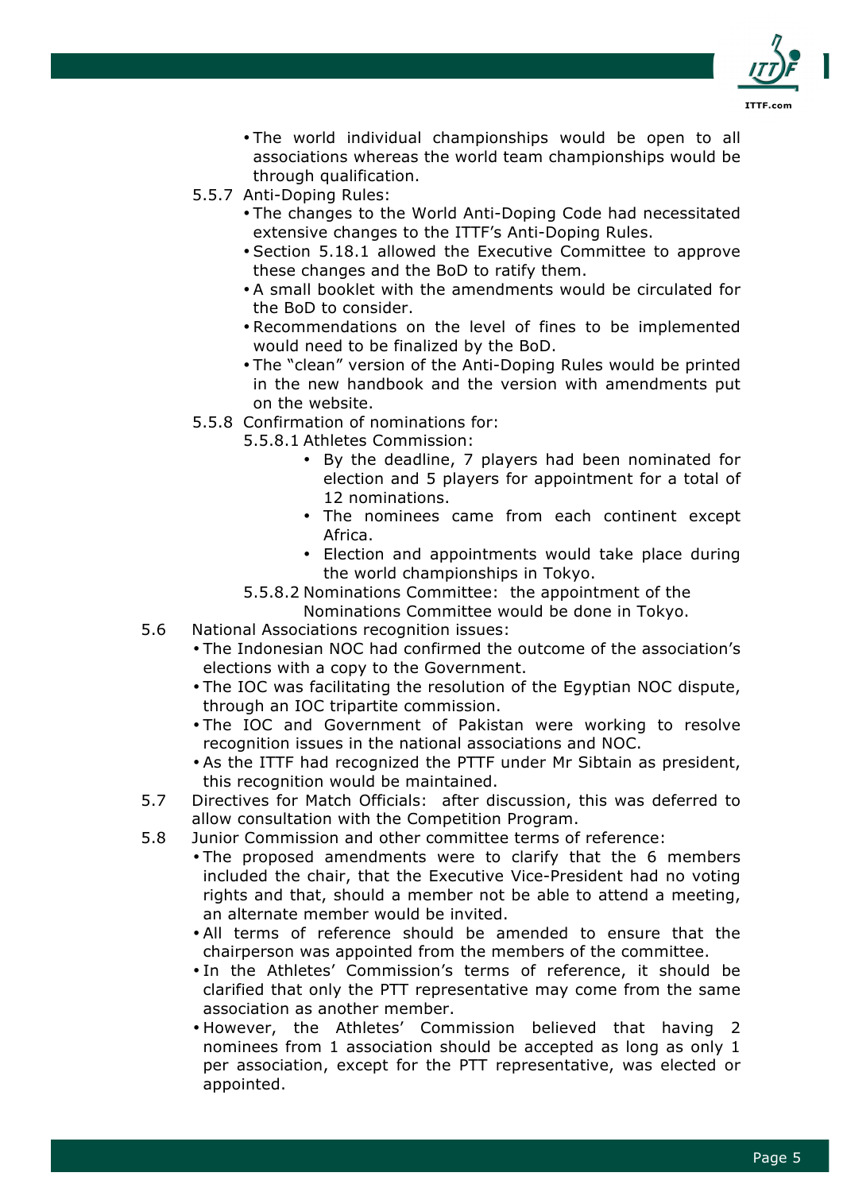- The world individual championships would be open to all associations whereas the world team championships would be through qualification.

5.5.7 Anti-Doping Rules:

- The changes to the World Anti-Doping Code had necessitated extensive changes to the ITTF's Anti-Doping Rules.
- Section 5.18.1 allowed the Executive Committee to approve these changes and the BoD to ratify them.
- A small booklet with the amendments would be circulated for the BoD to consider.
- Recommendations on the level of fines to be implemented would need to be finalized by the BoD.
- The "clean" version of the Anti-Doping Rules would be printed in the new handbook and the version with amendments put on the website.

5.5.8 Confirmation of nominations for:

5.5.8.1 Athletes Commission:

- By the deadline, 7 players had been nominated for election and 5 players for appointment for a total of 12 nominations.
- The nominees came from each continent except Africa.
- Election and appointments would take place during the world championships in Tokyo.

5.5.8.2 Nominations Committee: the appointment of the Nominations Committee would be done in Tokyo.

5.6 National Associations recognition issues:

- The Indonesian NOC had confirmed the outcome of the association's elections with a copy to the Government.
- The IOC was facilitating the resolution of the Egyptian NOC dispute, through an IOC tripartite commission.
- The IOC and Government of Pakistan were working to resolve recognition issues in the national associations and NOC.
- As the ITTF had recognized the PTTF under Mr Sibtain as president, this recognition would be maintained.

5.7 Directives for Match Officials: after discussion, this was deferred to allow consultation with the Competition Program.

5.8 Junior Commission and other committee terms of reference:

- The proposed amendments were to clarify that the 6 members included the chair, that the Executive Vice-President had no voting rights and that, should a member not be able to attend a meeting, an alternate member would be invited.
- All terms of reference should be amended to ensure that the chairperson was appointed from the members of the committee.
- In the Athletes' Commission's terms of reference, it should be clarified that only the PTT representative may come from the same association as another member.
- However, the Athletes' Commission believed that having 2 nominees from 1 association should be accepted as long as only 1 per association, except for the PTT representative, was elected or appointed.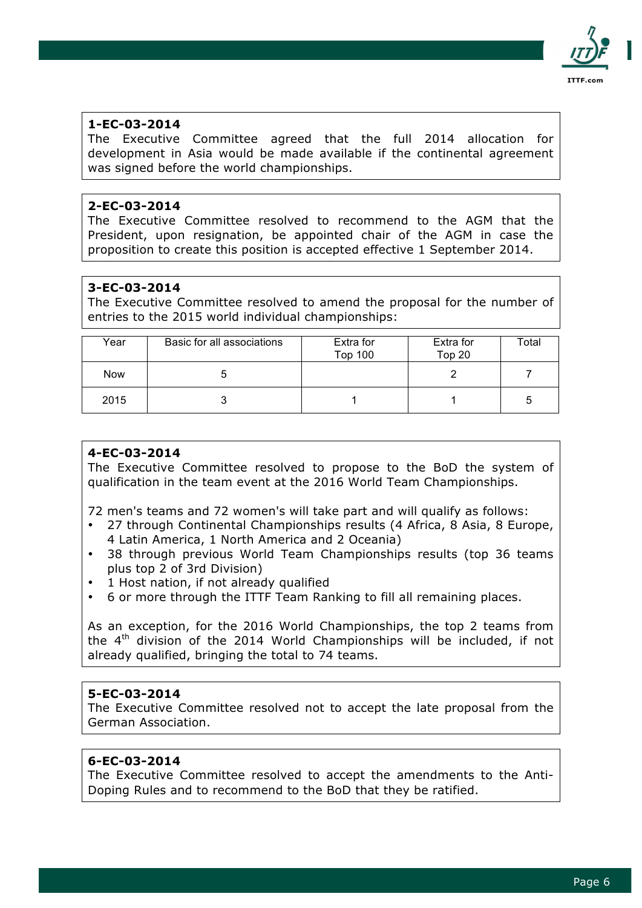**1-EC-03-2014**
The Executive Committee agreed that the full 2014 allocation for development in Asia would be made available if the continental agreement was signed before the world championships.

**2-EC-03-2014**
The Executive Committee resolved to recommend to the AGM that the President, upon resignation, be appointed chair of the AGM in case the proposition to create this position is accepted effective 1 September 2014.

**3-EC-03-2014**
The Executive Committee resolved to amend the proposal for the number of entries to the 2015 world individual championships:

| Year | Basic for all associations | Extra for Top 100 | Extra for Top 20 | Total |
|---|---|---|---|---|
| Now | 5 | | 2 | 7 |
| 2015 | 3 | 1 | 1 | 5 |

**4-EC-03-2014**
The Executive Committee resolved to propose to the BoD the system of qualification in the team event at the 2016 World Team Championships.

72 men's teams and 72 women's will take part and will qualify as follows:

- 27 through Continental Championships results (4 Africa, 8 Asia, 8 Europe, 4 Latin America, 1 North America and 2 Oceania)
- 38 through previous World Team Championships results (top 36 teams plus top 2 of 3rd Division)
- 1 Host nation, if not already qualified
- 6 or more through the ITTF Team Ranking to fill all remaining places.

As an exception, for the 2016 World Championships, the top 2 teams from the 4th division of the 2014 World Championships will be included, if not already qualified, bringing the total to 74 teams.

**5-EC-03-2014**
The Executive Committee resolved not to accept the late proposal from the German Association.

**6-EC-03-2014**
The Executive Committee resolved to accept the amendments to the Anti-Doping Rules and to recommend to the BoD that they be ratified.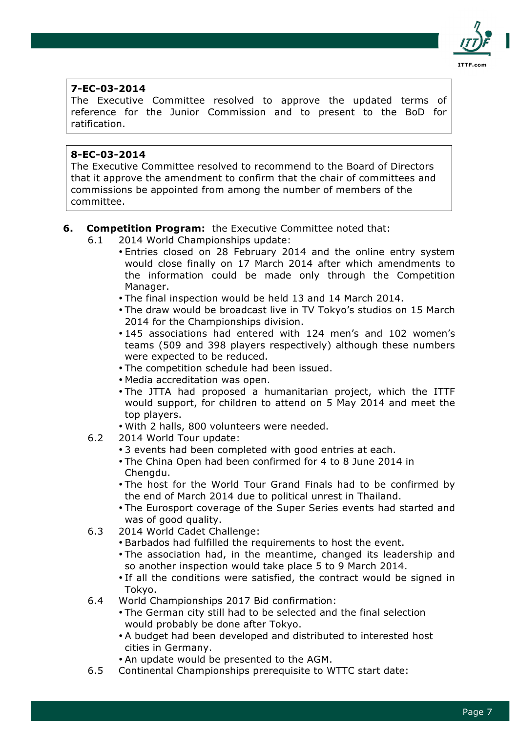**7-EC-03-2014**
The Executive Committee resolved to approve the updated terms of reference for the Junior Commission and to present to the BoD for ratification.

**8-EC-03-2014**
The Executive Committee resolved to recommend to the Board of Directors that it approve the amendment to confirm that the chair of committees and commissions be appointed from among the number of members of the committee.

6. **Competition Program:** the Executive Committee noted that:

6.1 2014 World Championships update:
- Entries closed on 28 February 2014 and the online entry system would close finally on 17 March 2014 after which amendments to the information could be made only through the Competition Manager.
- The final inspection would be held 13 and 14 March 2014.
- The draw would be broadcast live in TV Tokyo's studios on 15 March 2014 for the Championships division.
- 145 associations had entered with 124 men's and 102 women's teams (509 and 398 players respectively) although these numbers were expected to be reduced.
- The competition schedule had been issued.
- Media accreditation was open.
- The JTTA had proposed a humanitarian project, which the ITTF would support, for children to attend on 5 May 2014 and meet the top players.
- With 2 halls, 800 volunteers were needed.

6.2 2014 World Tour update:
- 3 events had been completed with good entries at each.
- The China Open had been confirmed for 4 to 8 June 2014 in Chengdu.
- The host for the World Tour Grand Finals had to be confirmed by the end of March 2014 due to political unrest in Thailand.
- The Eurosport coverage of the Super Series events had started and was of good quality.

6.3 2014 World Cadet Challenge:
- Barbados had fulfilled the requirements to host the event.
- The association had, in the meantime, changed its leadership and so another inspection would take place 5 to 9 March 2014.
- If all the conditions were satisfied, the contract would be signed in Tokyo.

6.4 World Championships 2017 Bid confirmation:
- The German city still had to be selected and the final selection would probably be done after Tokyo.
- A budget had been developed and distributed to interested host cities in Germany.
- An update would be presented to the AGM.

6.5 Continental Championships prerequisite to WTTC start date: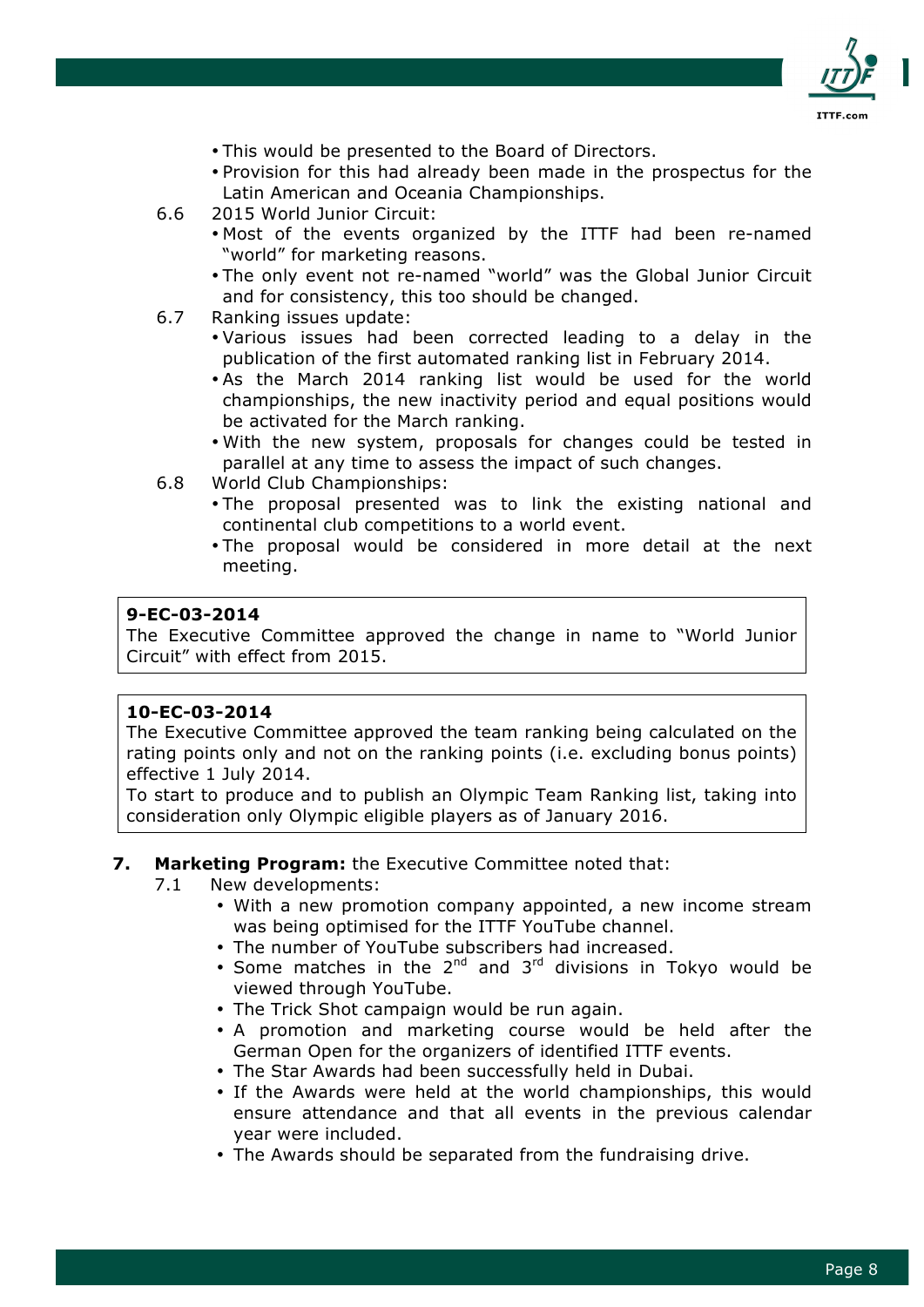- This would be presented to the Board of Directors.
- Provision for this had already been made in the prospectus for the Latin American and Oceania Championships.

6.6 2015 World Junior Circuit:

- Most of the events organized by the ITTF had been re-named "world" for marketing reasons.
- The only event not re-named "world" was the Global Junior Circuit and for consistency, this too should be changed.

6.7 Ranking issues update:

- Various issues had been corrected leading to a delay in the publication of the first automated ranking list in February 2014.
- As the March 2014 ranking list would be used for the world championships, the new inactivity period and equal positions would be activated for the March ranking.
- With the new system, proposals for changes could be tested in parallel at any time to assess the impact of such changes.

6.8 World Club Championships:

- The proposal presented was to link the existing national and continental club competitions to a world event.
- The proposal would be considered in more detail at the next meeting.

**9-EC-03-2014**
The Executive Committee approved the change in name to "World Junior Circuit" with effect from 2015.

**10-EC-03-2014**
The Executive Committee approved the team ranking being calculated on the rating points only and not on the ranking points (i.e. excluding bonus points) effective 1 July 2014.
To start to produce and to publish an Olympic Team Ranking list, taking into consideration only Olympic eligible players as of January 2016.

**7. Marketing Program:** the Executive Committee noted that:

7.1 New developments:

- With a new promotion company appointed, a new income stream was being optimised for the ITTF YouTube channel.
- The number of YouTube subscribers had increased.
- Some matches in the 2nd and 3rd divisions in Tokyo would be viewed through YouTube.
- The Trick Shot campaign would be run again.
- A promotion and marketing course would be held after the German Open for the organizers of identified ITTF events.
- The Star Awards had been successfully held in Dubai.
- If the Awards were held at the world championships, this would ensure attendance and that all events in the previous calendar year were included.
- The Awards should be separated from the fundraising drive.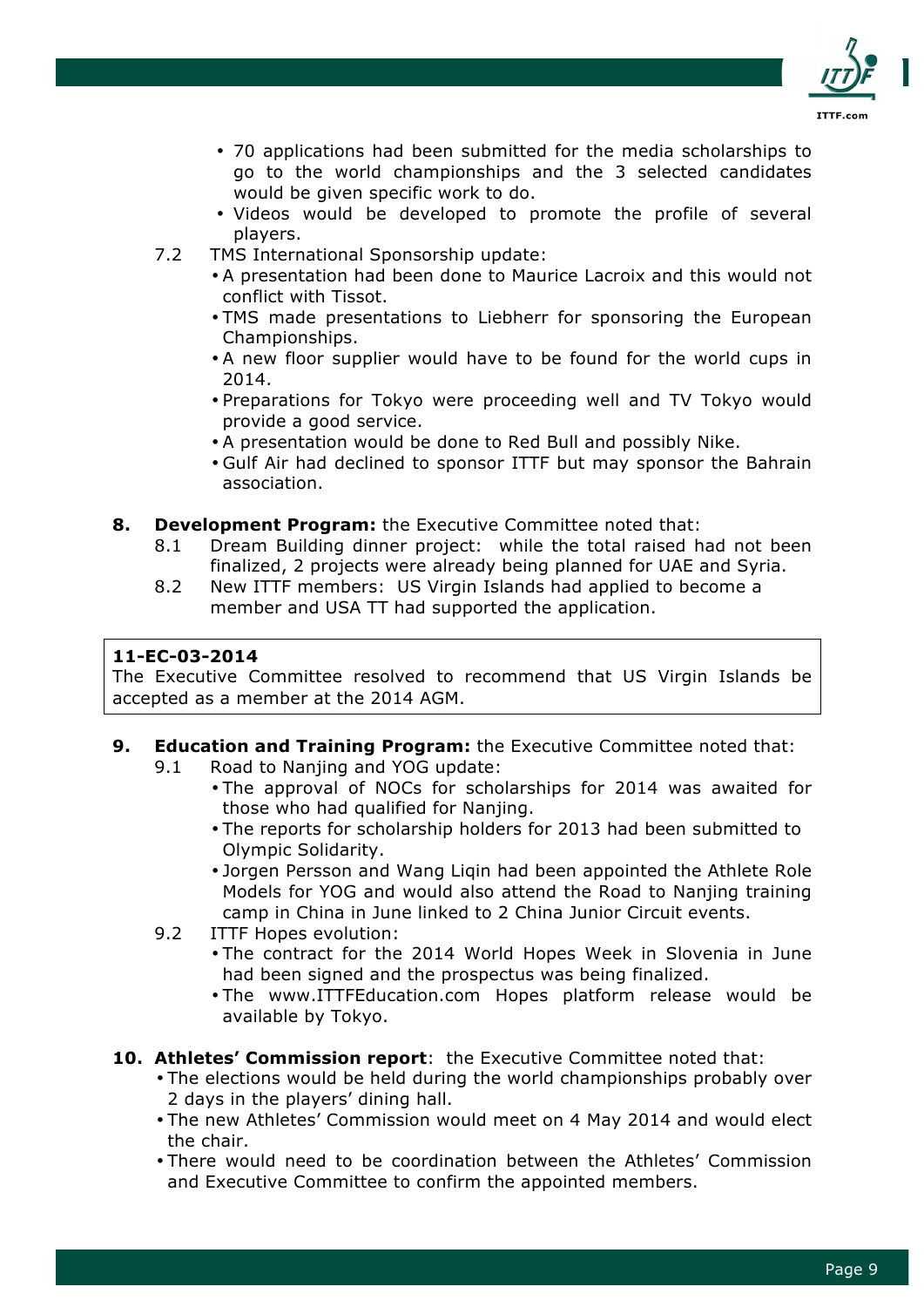- 70 applications had been submitted for the media scholarships to go to the world championships and the 3 selected candidates would be given specific work to do.
- Videos would be developed to promote the profile of several players.

7.2 TMS International Sponsorship update:

- A presentation had been done to Maurice Lacroix and this would not conflict with Tissot.
- TMS made presentations to Liebherr for sponsoring the European Championships.
- A new floor supplier would have to be found for the world cups in 2014.
- Preparations for Tokyo were proceeding well and TV Tokyo would provide a good service.
- A presentation would be done to Red Bull and possibly Nike.
- Gulf Air had declined to sponsor ITTF but may sponsor the Bahrain association.

**8. Development Program:** the Executive Committee noted that:

8.1 Dream Building dinner project: while the total raised had not been finalized, 2 projects were already being planned for UAE and Syria.

8.2 New ITTF members: US Virgin Islands had applied to become a member and USA TT had supported the application.

> **11-EC-03-2014**
> The Executive Committee resolved to recommend that US Virgin Islands be accepted as a member at the 2014 AGM.

**9. Education and Training Program:** the Executive Committee noted that:

9.1 Road to Nanjing and YOG update:

- The approval of NOCs for scholarships for 2014 was awaited for those who had qualified for Nanjing.
- The reports for scholarship holders for 2013 had been submitted to Olympic Solidarity.
- Jorgen Persson and Wang Liqin had been appointed the Athlete Role Models for YOG and would also attend the Road to Nanjing training camp in China in June linked to 2 China Junior Circuit events.

9.2 ITTF Hopes evolution:

- The contract for the 2014 World Hopes Week in Slovenia in June had been signed and the prospectus was being finalized.
- The www.ITTFEducation.com Hopes platform release would be available by Tokyo.

**10. Athletes' Commission report**: the Executive Committee noted that:

- The elections would be held during the world championships probably over 2 days in the players' dining hall.
- The new Athletes' Commission would meet on 4 May 2014 and would elect the chair.
- There would need to be coordination between the Athletes' Commission and Executive Committee to confirm the appointed members.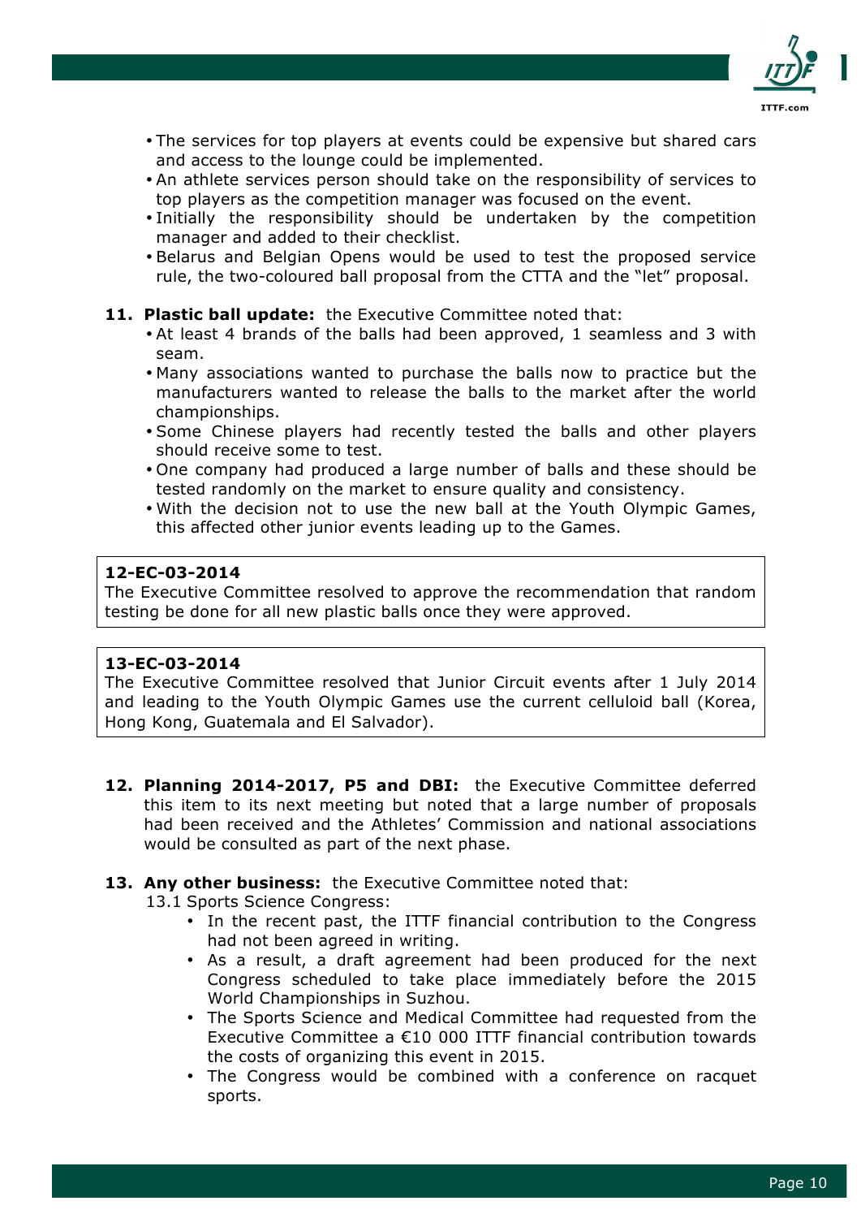- The services for top players at events could be expensive but shared cars and access to the lounge could be implemented.
- An athlete services person should take on the responsibility of services to top players as the competition manager was focused on the event.
- Initially the responsibility should be undertaken by the competition manager and added to their checklist.
- Belarus and Belgian Opens would be used to test the proposed service rule, the two-coloured ball proposal from the CTTA and the "let" proposal.

11. **Plastic ball update:** the Executive Committee noted that:
    - At least 4 brands of the balls had been approved, 1 seamless and 3 with seam.
    - Many associations wanted to purchase the balls now to practice but the manufacturers wanted to release the balls to the market after the world championships.
    - Some Chinese players had recently tested the balls and other players should receive some to test.
    - One company had produced a large number of balls and these should be tested randomly on the market to ensure quality and consistency.
    - With the decision not to use the new ball at the Youth Olympic Games, this affected other junior events leading up to the Games.

**12-EC-03-2014**
The Executive Committee resolved to approve the recommendation that random testing be done for all new plastic balls once they were approved.

**13-EC-03-2014**
The Executive Committee resolved that Junior Circuit events after 1 July 2014 and leading to the Youth Olympic Games use the current celluloid ball (Korea, Hong Kong, Guatemala and El Salvador).

12. **Planning 2014-2017, P5 and DBI:** the Executive Committee deferred this item to its next meeting but noted that a large number of proposals had been received and the Athletes' Commission and national associations would be consulted as part of the next phase.

13. **Any other business:** the Executive Committee noted that:
    13.1 Sports Science Congress:
    - In the recent past, the ITTF financial contribution to the Congress had not been agreed in writing.
    - As a result, a draft agreement had been produced for the next Congress scheduled to take place immediately before the 2015 World Championships in Suzhou.
    - The Sports Science and Medical Committee had requested from the Executive Committee a €10 000 ITTF financial contribution towards the costs of organizing this event in 2015.
    - The Congress would be combined with a conference on racquet sports.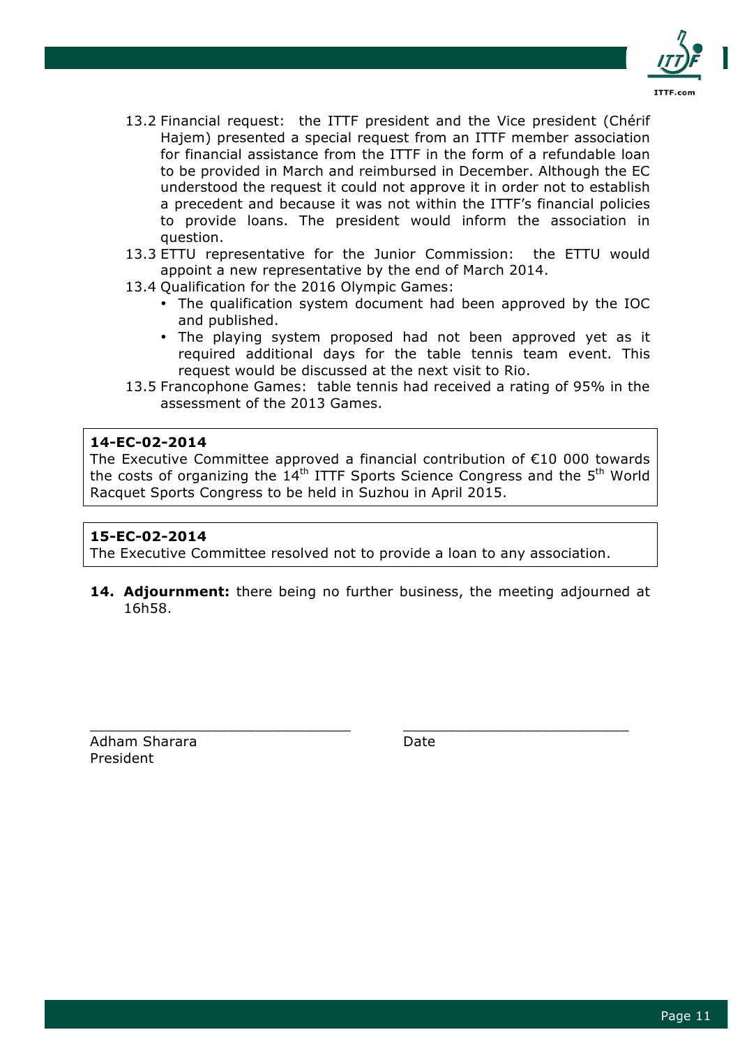13.2 Financial request: the ITTF president and the Vice president (Chérif Hajem) presented a special request from an ITTF member association for financial assistance from the ITTF in the form of a refundable loan to be provided in March and reimbursed in December. Although the EC understood the request it could not approve it in order not to establish a precedent and because it was not within the ITTF's financial policies to provide loans. The president would inform the association in question.

13.3 ETTU representative for the Junior Commission: the ETTU would appoint a new representative by the end of March 2014.

13.4 Qualification for the 2016 Olympic Games:

- The qualification system document had been approved by the IOC and published.
- The playing system proposed had not been approved yet as it required additional days for the table tennis team event. This request would be discussed at the next visit to Rio.

13.5 Francophone Games: table tennis had received a rating of 95% in the assessment of the 2013 Games.

**14-EC-02-2014**
The Executive Committee approved a financial contribution of €10 000 towards the costs of organizing the 14th ITTF Sports Science Congress and the 5th World Racquet Sports Congress to be held in Suzhou in April 2015.

**15-EC-02-2014**
The Executive Committee resolved not to provide a loan to any association.

**14. Adjournment:** there being no further business, the meeting adjourned at 16h58.

______________________________ ______________________________

Adham Sharara Date
President